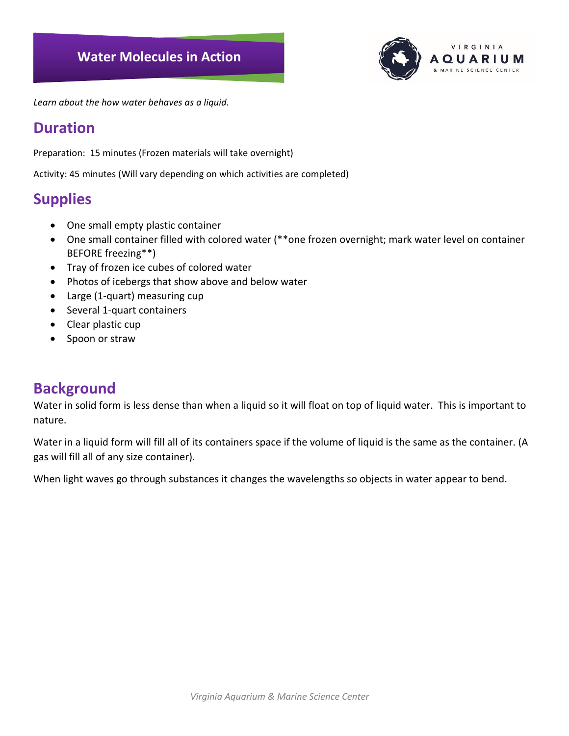# Water Molecules in Action

*Learn about the how water behaves as a liquid.*

## Duration

Preparation: 15 minutes (Frozen materials will take overnight)

Activity: 45 minutes (Will vary depending on which activities are completed)

## Supplies

- One small empty plastic container
- One small container filled with colored water (**one frozen overnight; mark water level on container BEFORE freezing**)
- Tray of frozen ice cubes of colored water
- Photos of icebergs that show above and below water
- Large (1-quart) measuring cup
- Several 1-quart containers
- Clear plastic cup
- Spoon or straw

## Background

Water in solid form is less dense than when a liquid so it will float on top of liquid water. This is important to nature.

Water in a liquid form will fill all of its containers space if the volume of liquid is the same as the container. (A gas will fill all of any size container).

When light waves go through substances it changes the wavelengths so objects in water appear to bend.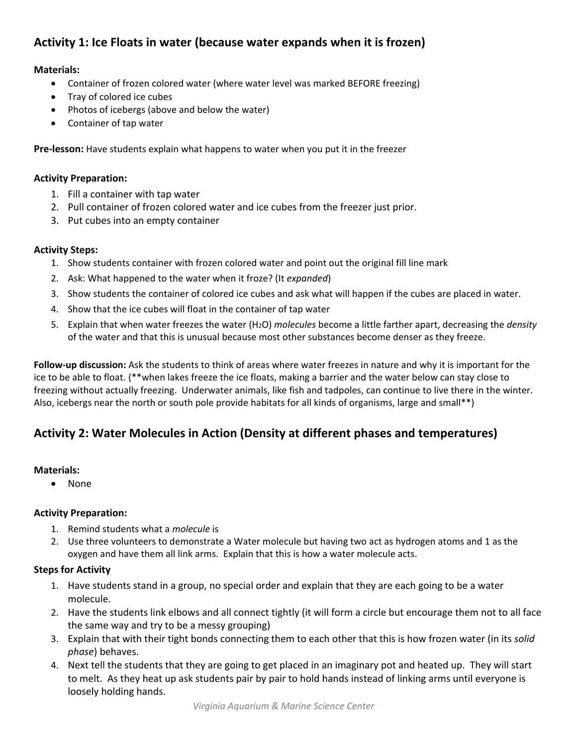## Activity 1: Ice Floats in water (because water expands when it is frozen)

**Materials:**

- Container of frozen colored water (where water level was marked BEFORE freezing)
- Tray of colored ice cubes
- Photos of icebergs (above and below the water)
- Container of tap water

**Pre-lesson:** Have students explain what happens to water when you put it in the freezer

**Activity Preparation:**

1. Fill a container with tap water
2. Pull container of frozen colored water and ice cubes from the freezer just prior.
3. Put cubes into an empty container

**Activity Steps:**

1. Show students container with frozen colored water and point out the original fill line mark
2. Ask: What happened to the water when it froze? (It *expanded*)
3. Show students the container of colored ice cubes and ask what will happen if the cubes are placed in water.
4. Show that the ice cubes will float in the container of tap water
5. Explain that when water freezes the water ($H_2O$) *molecules* become a little farther apart, decreasing the *density* of the water and that this is unusual because most other substances become denser as they freeze.

**Follow-up discussion:** Ask the students to think of areas where water freezes in nature and why it is important for the ice to be able to float. (**when lakes freeze the ice floats, making a barrier and the water below can stay close to freezing without actually freezing. Underwater animals, like fish and tadpoles, can continue to live there in the winter. Also, icebergs near the north or south pole provide habitats for all kinds of organisms, large and small**)

## Activity 2: Water Molecules in Action (Density at different phases and temperatures)

**Materials:**

- None

**Activity Preparation:**

1. Remind students what a *molecule* is
2. Use three volunteers to demonstrate a Water molecule but having two act as hydrogen atoms and 1 as the oxygen and have them all link arms. Explain that this is how a water molecule acts.

**Steps for Activity**

1. Have students stand in a group, no special order and explain that they are each going to be a water molecule.
2. Have the students link elbows and all connect tightly (it will form a circle but encourage them not to all face the same way and try to be a messy grouping)
3. Explain that with their tight bonds connecting them to each other that this is how frozen water (in its *solid phase*) behaves.
4. Next tell the students that they are going to get placed in an imaginary pot and heated up. They will start to melt. As they heat up ask students pair by pair to hold hands instead of linking arms until everyone is loosely holding hands.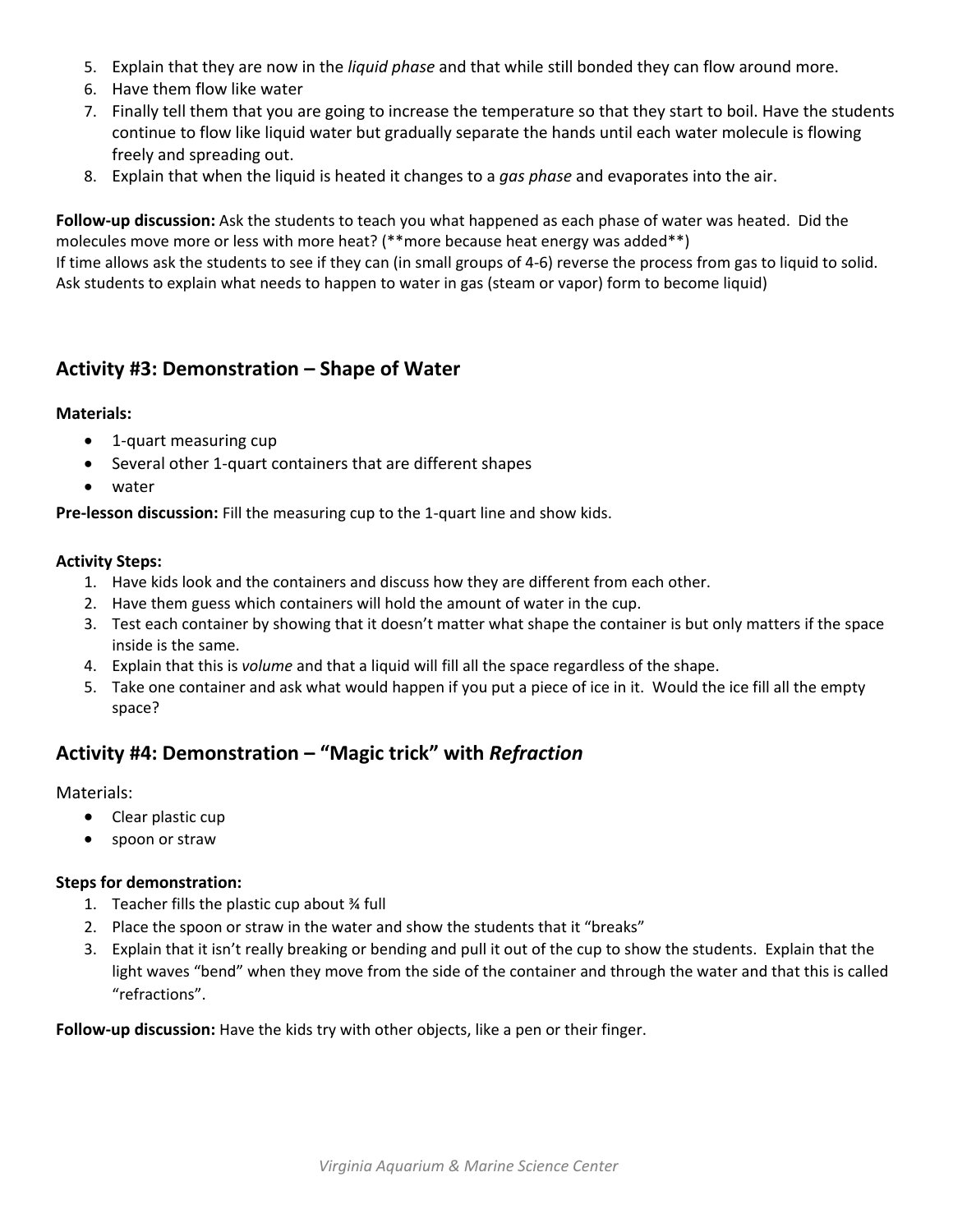5. Explain that they are now in the *liquid phase* and that while still bonded they can flow around more.
6. Have them flow like water
7. Finally tell them that you are going to increase the temperature so that they start to boil. Have the students continue to flow like liquid water but gradually separate the hands until each water molecule is flowing freely and spreading out.
8. Explain that when the liquid is heated it changes to a *gas phase* and evaporates into the air.

**Follow-up discussion:** Ask the students to teach you what happened as each phase of water was heated. Did the molecules move more or less with more heat? (**more because heat energy was added**)
If time allows ask the students to see if they can (in small groups of 4-6) reverse the process from gas to liquid to solid. Ask students to explain what needs to happen to water in gas (steam or vapor) form to become liquid)

## Activity #3: Demonstration – Shape of Water

**Materials:**

- 1-quart measuring cup
- Several other 1-quart containers that are different shapes
- water

**Pre-lesson discussion:** Fill the measuring cup to the 1-quart line and show kids.

**Activity Steps:**

1. Have kids look and the containers and discuss how they are different from each other.
2. Have them guess which containers will hold the amount of water in the cup.
3. Test each container by showing that it doesn't matter what shape the container is but only matters if the space inside is the same.
4. Explain that this is *volume* and that a liquid will fill all the space regardless of the shape.
5. Take one container and ask what would happen if you put a piece of ice in it. Would the ice fill all the empty space?

## Activity #4: Demonstration – "Magic trick" with *Refraction*

Materials:

- Clear plastic cup
- spoon or straw

**Steps for demonstration:**

1. Teacher fills the plastic cup about ¾ full
2. Place the spoon or straw in the water and show the students that it "breaks"
3. Explain that it isn't really breaking or bending and pull it out of the cup to show the students. Explain that the light waves "bend" when they move from the side of the container and through the water and that this is called "refractions".

**Follow-up discussion:** Have the kids try with other objects, like a pen or their finger.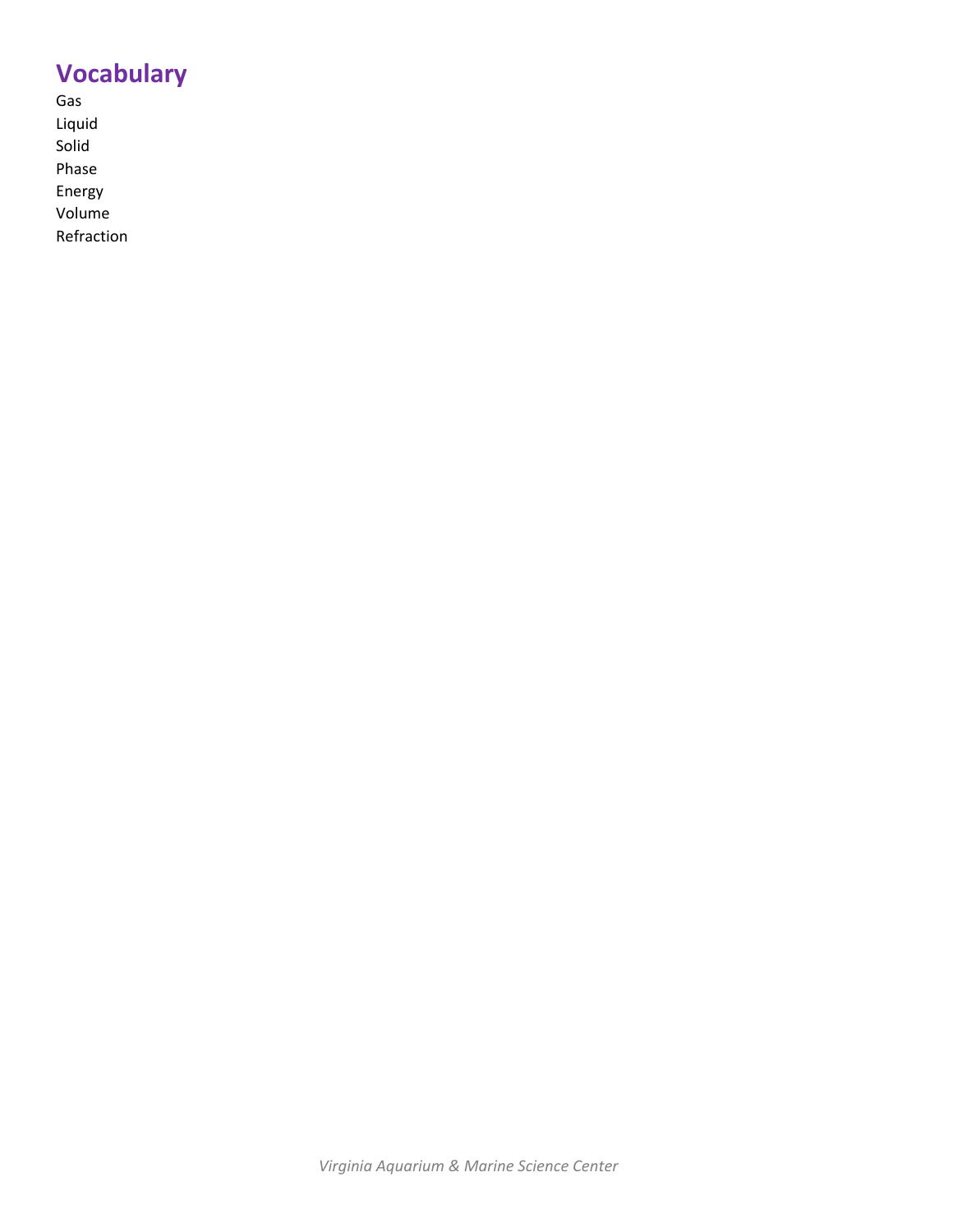## Vocabulary

Gas
Liquid
Solid
Phase
Energy
Volume
Refraction